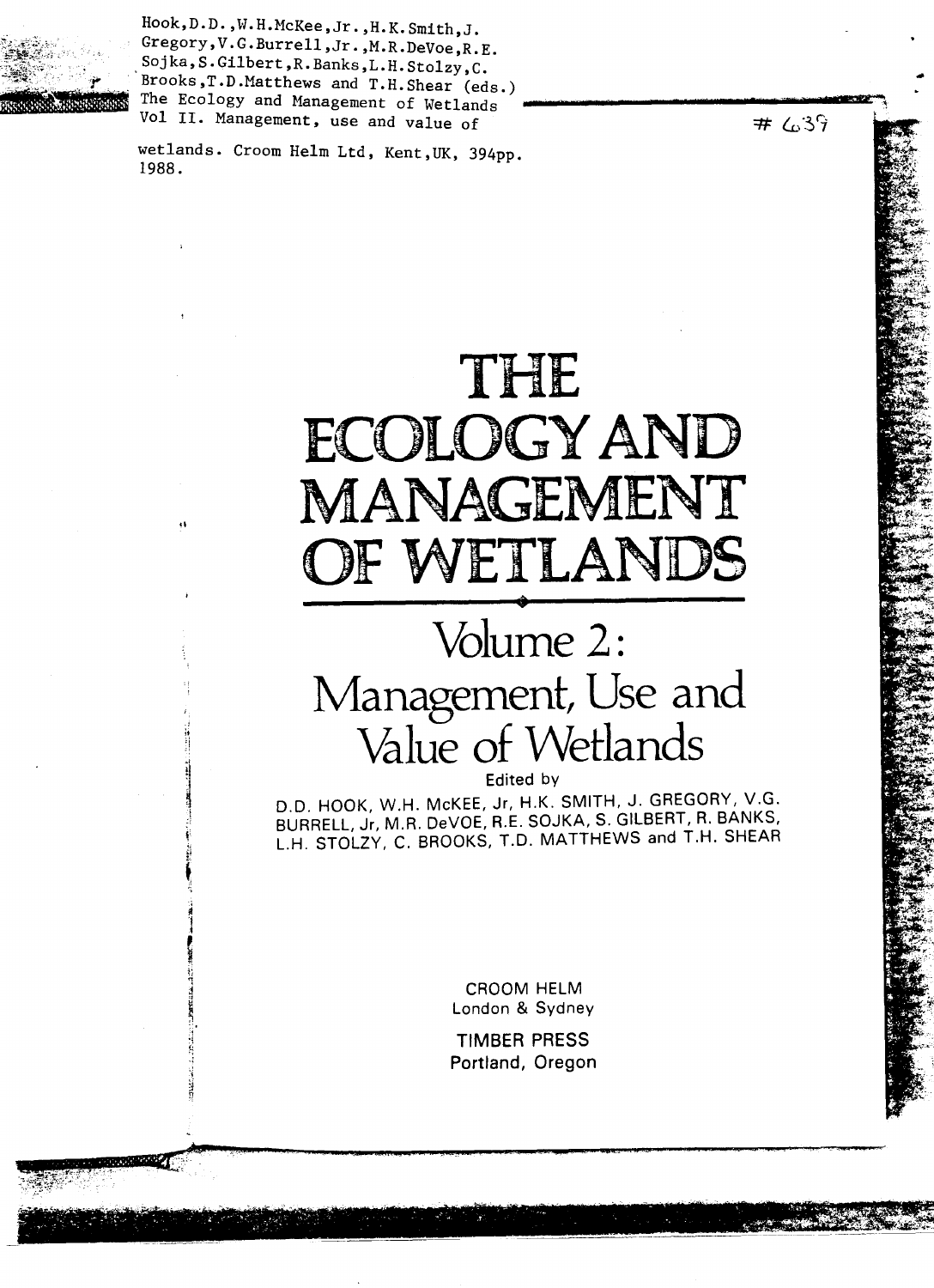Hook,D.D.,W.H.McKee,Jr.,H.K.Smith,J. Gregory,V.G.Burrell,Jr.,M.R.DeVoe,R.E. Sojka,S.Gilbert,R.Banks,L.H.Stolzy,C. Brooks,T.D.Matthews and T.H.Shear (eds.) The Ecology and Management of Wetlands Vol II. Management, use and value of wetlands. Croom Helm Ltd, Kent,UK, 394pp. 1988.

# 639

# THE ECOLOGY AND MANAGEMENT OF WETLANDS

## Volume 2: Management, Use and Value of Wetlands

Edited by

D.D. HOOK, W.H. McKEE, Jr, H.K. SMITH, J. GREGORY, V.G. BURRELL, Jr, M.R. DeVOE, R.E. SOJKA, S. GILBERT, R. BANKS, L.H. STOLZY, C. BROOKS, T.D. MATTHEWS and T.H. SHEAR

CROOM HELM
London & Sydney

TIMBER PRESS
Portland, Oregon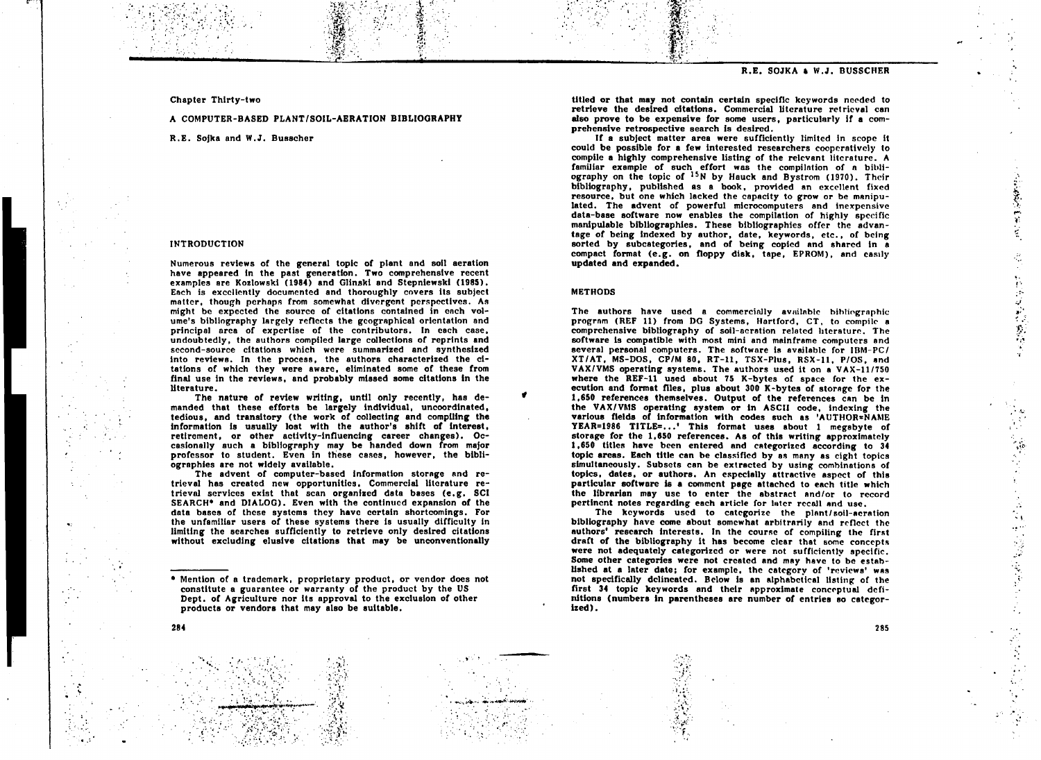Chapter Thirty-two

# A COMPUTER-BASED PLANT/SOIL-AERATION BIBLIOGRAPHY

R.E. Sojka and W.J. Busscher

## INTRODUCTION

Numerous reviews of the general topic of plant and soil aeration have appeared in the past generation. Two comprehensive recent examples are Kozlowski (1984) and Glinski and Stepniewski (1985). Each is excellently documented and thoroughly covers its subject matter, though perhaps from somewhat divergent perspectives. As might be expected the source of citations contained in each volume's bibliography largely reflects the geographical orientation and principal area of expertise of the contributors. In each case, undoubtedly, the authors compiled large collections of reprints and second-source citations which were summarized and synthesized into reviews. In the process, the authors characterized the citations of which they were aware, eliminated some of these from final use in the reviews, and probably missed some citations in the literature.

The nature of review writing, until only recently, has demanded that these efforts be largely individual, uncoordinated, tedious, and transitory (the work of collecting and compiling the information is usually lost with the author's shift of interest, retirement, or other activity-influencing career changes). Occasionally such a bibliography may be handed down from major professor to student. Even in these cases, however, the bibliographies are not widely available.

The advent of computer-based information storage and retrieval has created new opportunities. Commercial literature retrieval services exist that scan organized data bases (e.g. SCI SEARCH* and DIALOG). Even with the continued expansion of the data bases of these systems they have certain shortcomings. For the unfamiliar users of these systems there is usually difficulty in limiting the searches sufficiently to retrieve only desired citations without excluding elusive citations that may be unconventionally titled or that may not contain certain specific keywords needed to retrieve the desired citations. Commercial literature retrieval can also prove to be expensive for some users, particularly if a comprehensive retrospective search is desired.

If a subject matter area were sufficiently limited in scope it could be possible for a few interested researchers cooperatively to compile a highly comprehensive listing of the relevant literature. A familiar example of such effort was the compilation of a bibliography on the topic of $^{15}N$ by Hauck and Bystrom (1970). Their bibliography, published as a book, provided an excellent fixed resource, but one which lacked the capacity to grow or be manipulated. The advent of powerful microcomputers and inexpensive data-base software now enables the compilation of highly specific manipulable bibliographies. These bibliographies offer the advantage of being indexed by author, date, keywords, etc., of being sorted by subcategories, and of being copied and shared in a compact format (e.g. on floppy disk, tape, EPROM), and easily updated and expanded.

## METHODS

The authors have used a commercially available bibliographic program (REF 11) from DG Systems, Hartford, CT, to compile a comprehensive bibliography of soil-aeration related literature. The software is compatible with most mini and mainframe computers and several personal computers. The software is available for IBM-PC/XT/AT, MS-DOS, CP/M 80, RT-11, TSX-Plus, RSX-11, P/OS, and VAX/VMS operating systems. The authors used it on a VAX-11/750 where the REF-11 used about 75 K-bytes of space for the execution and format files, plus about 300 K-bytes of storage for the 1,650 references themselves. Output of the references can be in the VAX/VMS operating system or in ASCII code, indexing the various fields of information with codes such as 'AUTHOR=NAME YEAR=1986 TITLE=...' This format uses about 1 megabyte of storage for the 1,650 references. As of this writing approximately 1,650 titles have been entered and categorized according to 34 topic areas. Each title can be classified by as many as eight topics simultaneously. Subsets can be extracted by using combinations of topics, dates, or authors. An especially attractive aspect of this particular software is a comment page attached to each title which the librarian may use to enter the abstract and/or to record pertinent notes regarding each article for later recall and use.

The keywords used to categorize the plant/soil-aeration bibliography have come about somewhat arbitrarily and reflect the authors' research interests. In the course of compiling the first draft of the bibliography it has become clear that some concepts were not adequately categorized or were not sufficiently specific. Some other categories were not created and may have to be established at a later date; for example, the category of 'reviews' was not specifically delineated. Below is an alphabetical listing of the first 34 topic keywords and their approximate conceptual definitions (numbers in parentheses are number of entries so categorized).

---

* Mention of a trademark, proprietary product, or vendor does not constitute a guarantee or warranty of the product by the US Dept. of Agriculture nor its approval to the exclusion of other products or vendors that may also be suitable.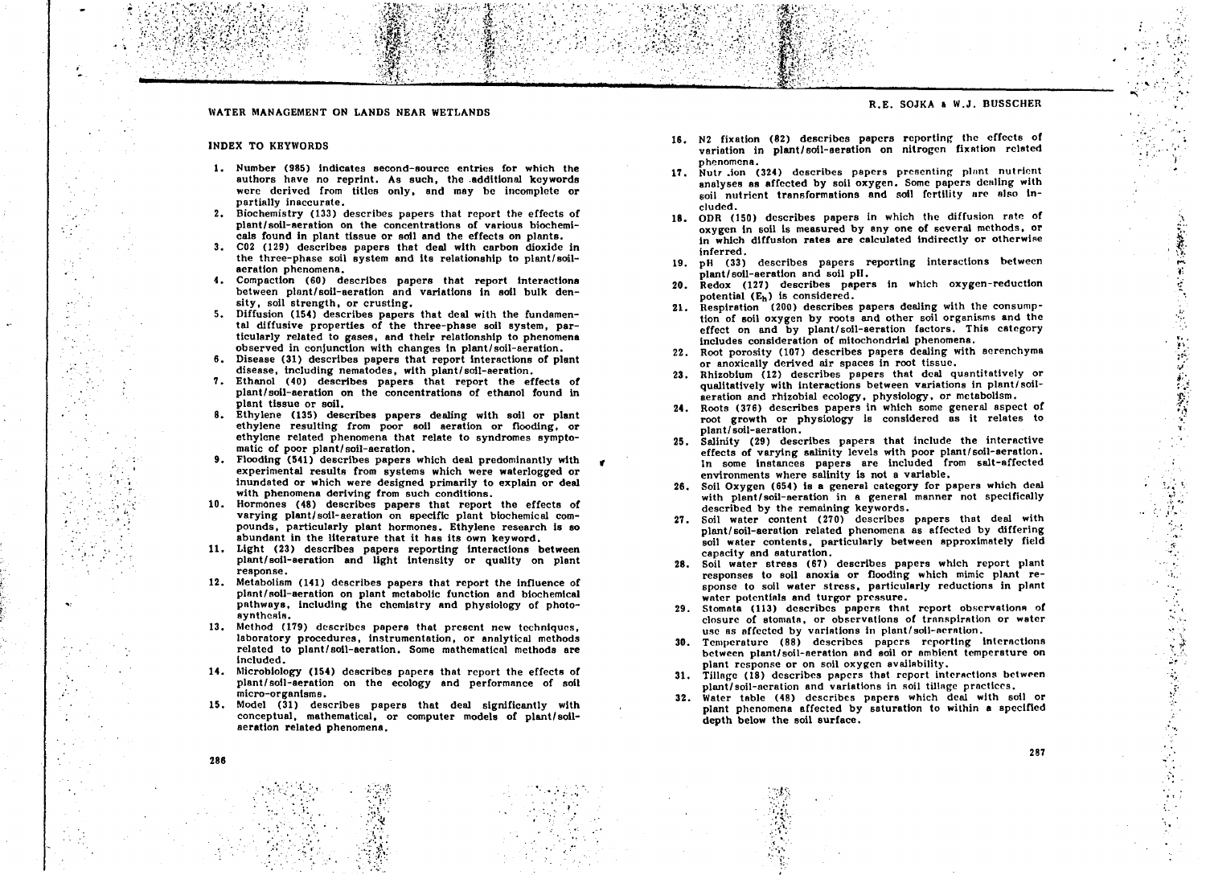## INDEX TO KEYWORDS

1. Number (985) indicates second-source entries for which the authors have no reprint. As such, the additional keywords were derived from titles only, and may be incomplete or partially inaccurate.
2. Biochemistry (133) describes papers that report the effects of plant/soil-aeration on the concentrations of various biochemicals found in plant tissue or soil and the effects on plants.
3. CO2 (129) describes papers that deal with carbon dioxide in the three-phase soil system and its relationship to plant/soil-aeration phenomena.
4. Compaction (60) describes papers that report interactions between plant/soil-aeration and variations in soil bulk density, soil strength, or crusting.
5. Diffusion (154) describes papers that deal with the fundamental diffusive properties of the three-phase soil system, particularly related to gases, and their relationship to phenomena observed in conjunction with changes in plant/soil-aeration.
6. Disease (31) describes papers that report interactions of plant disease, including nematodes, with plant/soil-aeration.
7. Ethanol (40) describes papers that report the effects of plant/soil-aeration on the concentrations of ethanol found in plant tissue or soil.
8. Ethylene (135) describes papers dealing with soil or plant ethylene resulting from poor soil aeration or flooding, or ethylene related phenomena that relate to syndromes symptomatic of poor plant/soil-aeration.
9. Flooding (541) describes papers which deal predominantly with experimental results from systems which were waterlogged or inundated or which were designed primarily to explain or deal with phenomena deriving from such conditions.
10. Hormones (48) describes papers that report the effects of varying plant/soil-aeration on specific plant biochemical compounds, particularly plant hormones. Ethylene research is so abundant in the literature that it has its own keyword.
11. Light (23) describes papers reporting interactions between plant/soil-aeration and light intensity or quality on plant response.
12. Metabolism (141) describes papers that report the influence of plant/soil-aeration on plant metabolic function and biochemical pathways, including the chemistry and physiology of photosynthesis.
13. Method (179) describes papers that present new techniques, laboratory procedures, instrumentation, or analytical methods related to plant/soil-aeration. Some mathematical methods are included.
14. Microbiology (154) describes papers that report the effects of plant/soil-aeration on the ecology and performance of soil micro-organisms.
15. Model (31) describes papers that deal significantly with conceptual, mathematical, or computer models of plant/soil-aeration related phenomena.
16. N2 fixation (82) describes papers reporting the effects of variation in plant/soil-aeration on nitrogen fixation related phenomena.
17. Nutr.ion (324) describes papers presenting plant nutrient analyses as affected by soil oxygen. Some papers dealing with soil nutrient transformations and soil fertility are also included.
18. ODR (150) describes papers in which the diffusion rate of oxygen in soil is measured by any one of several methods, or in which diffusion rates are calculated indirectly or otherwise inferred.
19. pH (33) describes papers reporting interactions between plant/soil-aeration and soil pH.
20. Redox (127) describes papers in which oxygen-reduction potential ($E_h$) is considered.
21. Respiration (200) describes papers dealing with the consumption of soil oxygen by roots and other soil organisms and the effect on and by plant/soil-aeration factors. This category includes consideration of mitochondrial phenomena.
22. Root porosity (107) describes papers dealing with aerenchyma or anoxically derived air spaces in root tissue.
23. Rhizobium (12) describes papers that deal quantitatively or qualitatively with interactions between variations in plant/soil-aeration and rhizobial ecology, physiology, or metabolism.
24. Roots (376) describes papers in which some general aspect of root growth or physiology is considered as it relates to plant/soil-aeration.
25. Salinity (29) describes papers that include the interactive effects of varying salinity levels with poor plant/soil-aeration. In some instances papers are included from salt-affected environments where salinity is not a variable.
26. Soil Oxygen (654) is a general category for papers which deal with plant/soil-aeration in a general manner not specifically described by the remaining keywords.
27. Soil water content (270) describes papers that deal with plant/soil-aeration related phenomena as affected by differing soil water contents, particularly between approximately field capacity and saturation.
28. Soil water stress (67) describes papers which report plant responses to soil anoxia or flooding which mimic plant response to soil water stress, particularly reductions in plant water potentials and turgor pressure.
29. Stomata (113) describes papers that report observations of closure of stomata, or observations of transpiration or water use as affected by variations in plant/soil-aeration.
30. Temperature (88) describes papers reporting interactions between plant/soil-aeration and soil or ambient temperature on plant response or on soil oxygen availability.
31. Tillage (18) describes papers that report interactions between plant/soil-aeration and variations in soil tillage practices.
32. Water table (48) describes papers which deal with soil or plant phenomena affected by saturation to within a specified depth below the soil surface.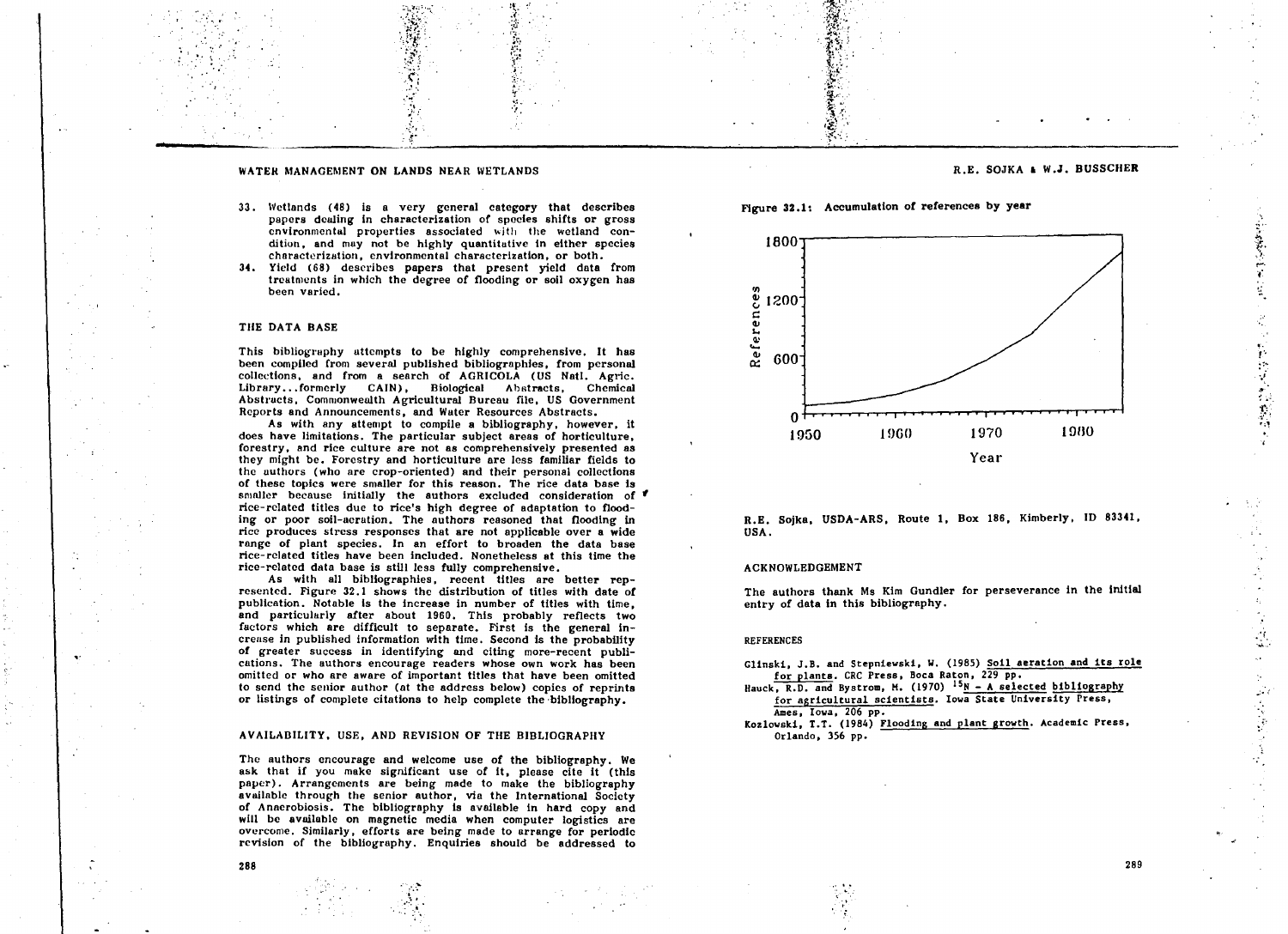33. Wetlands (48) is a very general category that describes papers dealing in characterization of species shifts or gross environmental properties associated with the wetland condition, and may not be highly quantitative in either species characterization, environmental characterization, or both.
34. Yield (68) describes papers that present yield data from treatments in which the degree of flooding or soil oxygen has been varied.

## THE DATA BASE

This bibliography attempts to be highly comprehensive. It has been compiled from several published bibliographies, from personal collections, and from a search of AGRICOLA (US Natl. Agric. Library...formerly CAIN), Biological Abstracts, Chemical Abstracts, Commonwealth Agricultural Bureau file, US Government Reports and Announcements, and Water Resources Abstracts.

As with any attempt to compile a bibliography, however, it does have limitations. The particular subject areas of horticulture, forestry, and rice culture are not as comprehensively presented as they might be. Forestry and horticulture are less familiar fields to the authors (who are crop-oriented) and their personal collections of these topics were smaller for this reason. The rice data base is smaller because initially the authors excluded consideration of rice-related titles due to rice's high degree of adaptation to flooding or poor soil-aeration. The authors reasoned that flooding in rice produces stress responses that are not applicable over a wide range of plant species. In an effort to broaden the data base rice-related titles have been included. Nonetheless at this time the rice-related data base is still less fully comprehensive.

As with all bibliographies, recent titles are better represented. Figure 32.1 shows the distribution of titles with date of publication. Notable is the increase in number of titles with time, and particularly after about 1960. This probably reflects two factors which are difficult to separate. First is the general increase in published information with time. Second is the probability of greater success in identifying and citing more-recent publications. The authors encourage readers whose own work has been omitted or who are aware of important titles that have been omitted to send the senior author (at the address below) copies of reprints or listings of complete citations to help complete the bibliography.

## AVAILABILITY, USE, AND REVISION OF THE BIBLIOGRAPHY

The authors encourage and welcome use of the bibliography. We ask that if you make significant use of it, please cite it (this paper). Arrangements are being made to make the bibliography available through the senior author, via the International Society of Anaerobiosis. The bibliography is available in hard copy and will be available on magnetic media when computer logistics are overcome. Similarly, efforts are being made to arrange for periodic revision of the bibliography. Enquiries should be addressed to R.E. Sojka, USDA-ARS, Route 1, Box 186, Kimberly, ID 83341, USA.

Figure 32.1: Accumulation of references by year

1800
1200
600
0
References
1950
1960
1970
1980
Year

## ACKNOWLEDGEMENT

The authors thank Ms Kim Gundler for perseverance in the initial entry of data in this bibliography.

## REFERENCES

Glinski, J.B. and Stepniewski, W. (1985) Soil aeration and its role for plants. CRC Press, Boca Raton, 229 pp.

Hauck, R.D. and Bystrom, M. (1970) $^{15}N$ - A selected bibliography for agricultural scientists. Iowa State University Press, Ames, Iowa, 206 pp.

Kozlowski, T.T. (1984) Flooding and plant growth. Academic Press, Orlando, 356 pp.